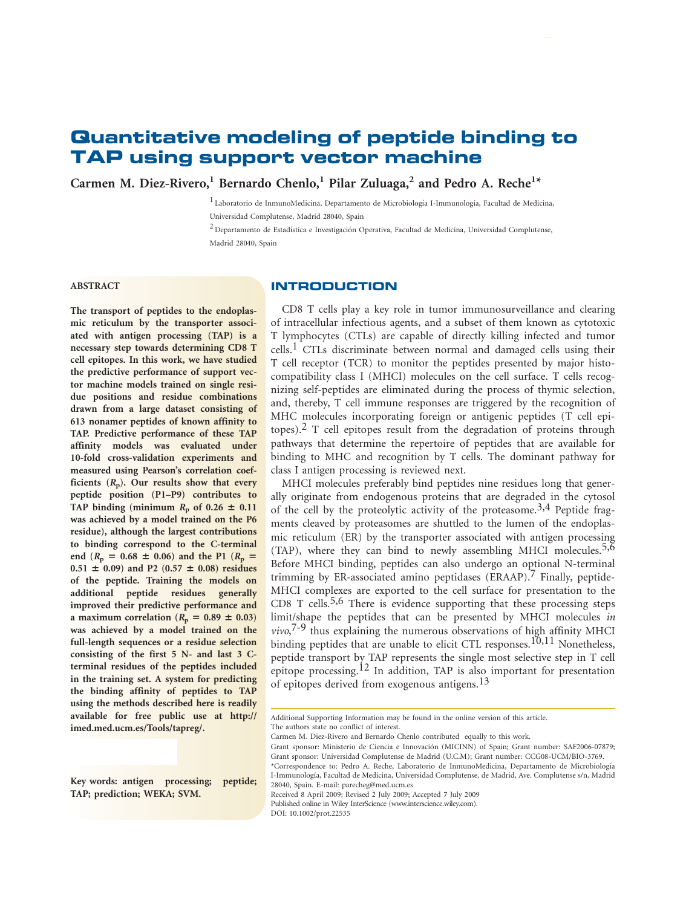# Quantitative modeling of peptide binding to TAP using support vector machine

**Carmen M. Diez-Rivero,[1] Bernardo Chenlo,[1] Pilar Zuluaga,[2] and Pedro A. Reche[1]***

[1] Laboratorio de InmunoMedicina, Departamento de Microbiología I-Immunología, Facultad de Medicina, Universidad Complutense, Madrid 28040, Spain

[2] Departamento de Estadística e Investigación Operativa, Facultad de Medicina, Universidad Complutense, Madrid 28040, Spain

## ABSTRACT

**The transport of peptides to the endoplasmic reticulum by the transporter associated with antigen processing (TAP) is a necessary step towards determining CD8 T cell epitopes. In this work, we have studied the predictive performance of support vector machine models trained on single residue positions and residue combinations drawn from a large dataset consisting of 613 nonamer peptides of known affinity to TAP. Predictive performance of these TAP affinity models was evaluated under 10-fold cross-validation experiments and measured using Pearson's correlation coefficients ($R_p$). Our results show that every peptide position (P1–P9) contributes to TAP binding (minimum $R_p$ of 0.26 ± 0.11 was achieved by a model trained on the P6 residue), although the largest contributions to binding correspond to the C-terminal end ($R_p$ = 0.68 ± 0.06) and the P1 ($R_p$ = 0.51 ± 0.09) and P2 (0.57 ± 0.08) residues of the peptide. Training the models on additional peptide residues generally improved their predictive performance and a maximum correlation ($R_p$ = 0.89 ± 0.03) was achieved by a model trained on the full-length sequences or a residue selection consisting of the first 5 N- and last 3 C-terminal residues of the peptides included in the training set. A system for predicting the binding affinity of peptides to TAP using the methods described here is readily available for free public use at http://imed.med.ucm.es/Tools/tapreg/.**

**Key words: antigen processing; peptide; TAP; prediction; WEKA; SVM.**

## INTRODUCTION

CD8 T cells play a key role in tumor immunosurveillance and clearing of intracellular infectious agents, and a subset of them known as cytotoxic T lymphocytes (CTLs) are capable of directly killing infected and tumor cells.[1] CTLs discriminate between normal and damaged cells using their T cell receptor (TCR) to monitor the peptides presented by major histocompatibility class I (MHCI) molecules on the cell surface. T cells recognizing self-peptides are eliminated during the process of thymic selection, and, thereby, T cell immune responses are triggered by the recognition of MHC molecules incorporating foreign or antigenic peptides (T cell epitopes).[2] T cell epitopes result from the degradation of proteins through pathways that determine the repertoire of peptides that are available for binding to MHC and recognition by T cells. The dominant pathway for class I antigen processing is reviewed next.

MHCI molecules preferably bind peptides nine residues long that generally originate from endogenous proteins that are degraded in the cytosol of the cell by the proteolytic activity of the proteasome.[3,4] Peptide fragments cleaved by proteasomes are shuttled to the lumen of the endoplasmic reticulum (ER) by the transporter associated with antigen processing (TAP), where they can bind to newly assembling MHCI molecules.[5,6] Before MHCI binding, peptides can also undergo an optional N-terminal trimming by ER-associated amino peptidases (ERAAP).[7] Finally, peptide-MHCI complexes are exported to the cell surface for presentation to the CD8 T cells.[5,6] There is evidence supporting that these processing steps limit/shape the peptides that can be presented by MHCI molecules *in vivo*,[7-9] thus explaining the numerous observations of high affinity MHCI binding peptides that are unable to elicit CTL responses.[10,11] Nonetheless, peptide transport by TAP represents the single most selective step in T cell epitope processing.[12] In addition, TAP is also important for presentation of epitopes derived from exogenous antigens.[13]

Additional Supporting Information may be found in the online version of this article.

The authors state no conflict of interest.

Carmen M. Diez-Rivero and Bernardo Chenlo contributed equally to this work.

Grant sponsor: Ministerio de Ciencia e Innovación (MICINN) of Spain; Grant number: SAF2006-07879; Grant sponsor: Universidad Complutense de Madrid (U.C.M); Grant number: CCG08-UCM/BIO-3769.

*Correspondence to: Pedro A. Reche, Laboratorio de InmunoMedicina, Departamento de Microbiología I-Immunología, Facultad de Medicina, Universidad Complutense, de Madrid, Ave. Complutense s/n, Madrid 28040, Spain. E-mail: parecheg@med.ucm.es

Received 8 April 2009; Revised 2 July 2009; Accepted 7 July 2009

Published online in Wiley InterScience (www.interscience.wiley.com).

DOI: 10.1002/prot.22535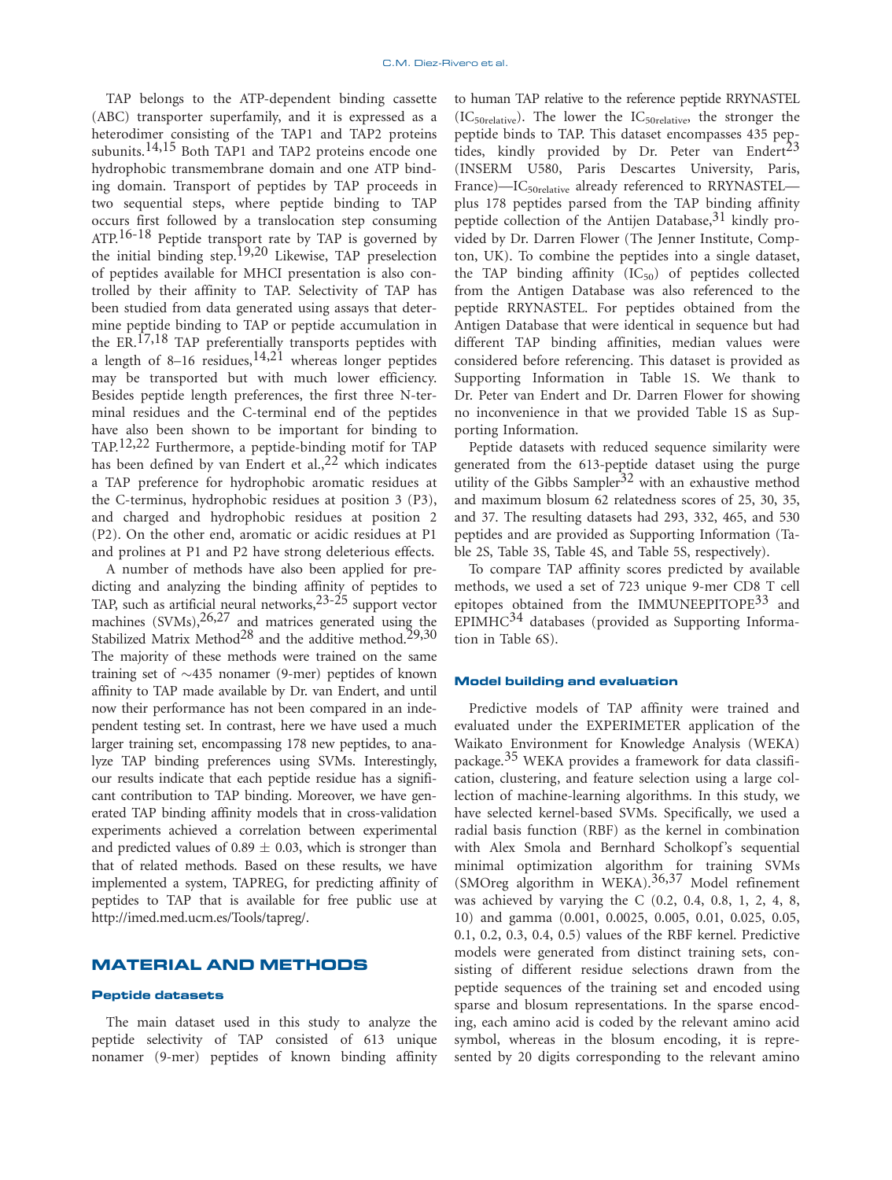TAP belongs to the ATP-dependent binding cassette (ABC) transporter superfamily, and it is expressed as a heterodimer consisting of the TAP1 and TAP2 proteins subunits.[14,15] Both TAP1 and TAP2 proteins encode one hydrophobic transmembrane domain and one ATP binding domain. Transport of peptides by TAP proceeds in two sequential steps, where peptide binding to TAP occurs first followed by a translocation step consuming ATP.[16-18] Peptide transport rate by TAP is governed by the initial binding step.[19,20] Likewise, TAP preselection of peptides available for MHCI presentation is also controlled by their affinity to TAP. Selectivity of TAP has been studied from data generated using assays that determine peptide binding to TAP or peptide accumulation in the ER.[17,18] TAP preferentially transports peptides with a length of 8–16 residues,[14,21] whereas longer peptides may be transported but with much lower efficiency. Besides peptide length preferences, the first three N-terminal residues and the C-terminal end of the peptides have also been shown to be important for binding to TAP.[12,22] Furthermore, a peptide-binding motif for TAP has been defined by van Endert et al.,[22] which indicates a TAP preference for hydrophobic aromatic residues at the C-terminus, hydrophobic residues at position 3 (P3), and charged and hydrophobic residues at position 2 (P2). On the other end, aromatic or acidic residues at P1 and prolines at P1 and P2 have strong deleterious effects.

A number of methods have also been applied for predicting and analyzing the binding affinity of peptides to TAP, such as artificial neural networks,[23-25] support vector machines (SVMs),[26,27] and matrices generated using the Stabilized Matrix Method[28] and the additive method.[29,30] The majority of these methods were trained on the same training set of ~435 nonamer (9-mer) peptides of known affinity to TAP made available by Dr. van Endert, and until now their performance has not been compared in an independent testing set. In contrast, here we have used a much larger training set, encompassing 178 new peptides, to analyze TAP binding preferences using SVMs. Interestingly, our results indicate that each peptide residue has a significant contribution to TAP binding. Moreover, we have generated TAP binding affinity models that in cross-validation experiments achieved a correlation between experimental and predicted values of 0.89 ± 0.03, which is stronger than that of related methods. Based on these results, we have implemented a system, TAPREG, for predicting affinity of peptides to TAP that is available for free public use at http://imed.med.ucm.es/Tools/tapreg/.

## MATERIAL AND METHODS

### Peptide datasets

The main dataset used in this study to analyze the peptide selectivity of TAP consisted of 613 unique nonamer (9-mer) peptides of known binding affinity to human TAP relative to the reference peptide RRYNASTEL ($IC_{50relative}$). The lower the $IC_{50relative}$, the stronger the peptide binds to TAP. This dataset encompasses 435 peptides, kindly provided by Dr. Peter van Endert[23] (INSERM U580, Paris Descartes University, Paris, France)—$IC_{50relative}$ already referenced to RRYNASTEL—plus 178 peptides parsed from the TAP binding affinity peptide collection of the Antijen Database,[31] kindly provided by Dr. Darren Flower (The Jenner Institute, Compton, UK). To combine the peptides into a single dataset, the TAP binding affinity ($IC_{50}$) of peptides collected from the Antigen Database was also referenced to the peptide RRYNASTEL. For peptides obtained from the Antigen Database that were identical in sequence but had different TAP binding affinities, median values were considered before referencing. This dataset is provided as Supporting Information in Table 1S. We thank to Dr. Peter van Endert and Dr. Darren Flower for showing no inconvenience in that we provided Table 1S as Supporting Information.

Peptide datasets with reduced sequence similarity were generated from the 613-peptide dataset using the purge utility of the Gibbs Sampler[32] with an exhaustive method and maximum blosum 62 relatedness scores of 25, 30, 35, and 37. The resulting datasets had 293, 332, 465, and 530 peptides and are provided as Supporting Information (Table 2S, Table 3S, Table 4S, and Table 5S, respectively).

To compare TAP affinity scores predicted by available methods, we used a set of 723 unique 9-mer CD8 T cell epitopes obtained from the IMMUNEEPITOPE[33] and EPIMHC[34] databases (provided as Supporting Information in Table 6S).

### Model building and evaluation

Predictive models of TAP affinity were trained and evaluated under the EXPERIMETER application of the Waikato Environment for Knowledge Analysis (WEKA) package.[35] WEKA provides a framework for data classification, clustering, and feature selection using a large collection of machine-learning algorithms. In this study, we have selected kernel-based SVMs. Specifically, we used a radial basis function (RBF) as the kernel in combination with Alex Smola and Bernhard Scholkopf's sequential minimal optimization algorithm for training SVMs (SMOreg algorithm in WEKA).[36,37] Model refinement was achieved by varying the C (0.2, 0.4, 0.8, 1, 2, 4, 8, 10) and gamma (0.001, 0.0025, 0.005, 0.01, 0.025, 0.05, 0.1, 0.2, 0.3, 0.4, 0.5) values of the RBF kernel. Predictive models were generated from distinct training sets, consisting of different residue selections drawn from the peptide sequences of the training set and encoded using sparse and blosum representations. In the sparse encoding, each amino acid is coded by the relevant amino acid symbol, whereas in the blosum encoding, it is represented by 20 digits corresponding to the relevant amino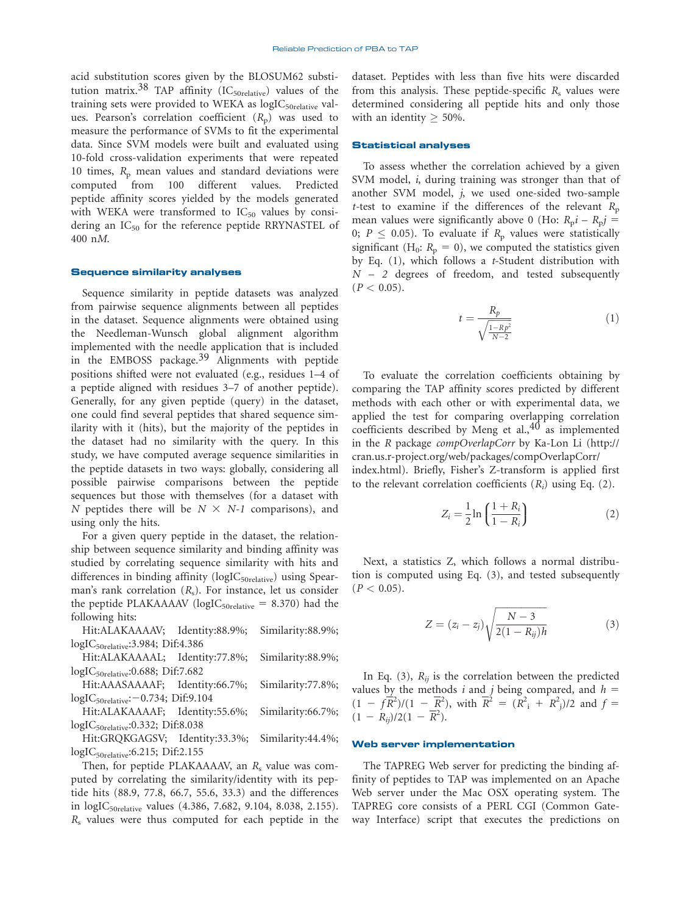acid substitution scores given by the BLOSUM62 substitution matrix.[38] TAP affinity ($IC_{50relative}$) values of the training sets were provided to WEKA as $logIC_{50relative}$ values. Pearson's correlation coefficient ($R_p$) was used to measure the performance of SVMs to fit the experimental data. Since SVM models were built and evaluated using 10-fold cross-validation experiments that were repeated 10 times, $R_p$ mean values and standard deviations were computed from 100 different values. Predicted peptide affinity scores yielded by the models generated with WEKA were transformed to $IC_{50}$ values by considering an $IC_{50}$ for the reference peptide RRYNASTEL of 400 n*M*.

## Sequence similarity analyses

Sequence similarity in peptide datasets was analyzed from pairwise sequence alignments between all peptides in the dataset. Sequence alignments were obtained using the Needleman-Wunsch global alignment algorithm implemented with the needle application that is included in the EMBOSS package.[39] Alignments with peptide positions shifted were not evaluated (e.g., residues 1–4 of a peptide aligned with residues 3–7 of another peptide). Generally, for any given peptide (query) in the dataset, one could find several peptides that shared sequence similarity with it (hits), but the majority of the peptides in the dataset had no similarity with the query. In this study, we have computed average sequence similarities in the peptide datasets in two ways: globally, considering all possible pairwise comparisons between the peptide sequences but those with themselves (for a dataset with $N$ peptides there will be $N \times N\text{-}1$ comparisons), and using only the hits.

For a given query peptide in the dataset, the relationship between sequence similarity and binding affinity was studied by correlating sequence similarity with hits and differences in binding affinity ($logIC_{50relative}$) using Spearman's rank correlation ($R_s$). For instance, let us consider the peptide PLAKAAAAV ($logIC_{50relative}$ = 8.370) had the following hits:

Hit:ALAKAAAAV; Identity:88.9%; Similarity:88.9%; $logIC_{50relative}$:3.984; Dif:4.386

Hit:ALAKAAAAL; Identity:77.8%; Similarity:88.9%; $logIC_{50relative}$:0.688; Dif:7.682

Hit:AAASAAAAF; Identity:66.7%; Similarity:77.8%; $logIC_{50relative}$:−0.734; Dif:9.104

Hit:ALAKAAAAF; Identity:55.6%; Similarity:66.7%; $logIC_{50relative}$:0.332; Dif:8.038

Hit:GRQKGAGSV; Identity:33.3%; Similarity:44.4%; $logIC_{50relative}$:6.215; Dif:2.155

Then, for peptide PLAKAAAAV, an $R_s$ value was computed by correlating the similarity/identity with its peptide hits (88.9, 77.8, 66.7, 55.6, 33.3) and the differences in $logIC_{50relative}$ values (4.386, 7.682, 9.104, 8.038, 2.155). $R_s$ values were thus computed for each peptide in the dataset. Peptides with less than five hits were discarded from this analysis. These peptide-specific $R_s$ values were determined considering all peptide hits and only those with an identity ≥ 50%.

## Statistical analyses

To assess whether the correlation achieved by a given SVM model, *i*, during training was stronger than that of another SVM model, *j*, we used one-sided two-sample *t*-test to examine if the differences of the relevant $R_p$ mean values were significantly above 0 (Ho: $R_p i - R_p j = 0$; $P \leq 0.05$). To evaluate if $R_p$ values were statistically significant ($H_0$: $R_p = 0$), we computed the statistics given by Eq. (1), which follows a *t*-Student distribution with $N - 2$ degrees of freedom, and tested subsequently ($P < 0.05$).

$$t = \frac{R_p}{\sqrt{\frac{1-Rp^2}{N-2}}} \tag{1}$$

To evaluate the correlation coefficients obtaining by comparing the TAP affinity scores predicted by different methods with each other or with experimental data, we applied the test for comparing overlapping correlation coefficients described by Meng et al.,[40] as implemented in the *R* package *compOverlapCorr* by Ka-Lon Li (http://cran.us.r-project.org/web/packages/compOverlapCorr/index.html). Briefly, Fisher's Z-transform is applied first to the relevant correlation coefficients ($R_i$) using Eq. (2).

$$Z_i = \frac{1}{2}\ln\left(\frac{1+R_i}{1-R_i}\right) \tag{2}$$

Next, a statistics Z, which follows a normal distribution is computed using Eq. (3), and tested subsequently ($P < 0.05$).

$$Z = (z_i - z_j)\sqrt{\frac{N-3}{2(1-R_{ij})h}} \tag{3}$$

In Eq. (3), $R_{ij}$ is the correlation between the predicted values by the methods *i* and *j* being compared, and $h = (1 - f\overline{R}^2)/(1 - \overline{R}^2)$, with $\overline{R}^2 = (R^2_i + R^2_j)/2$ and $f = (1 - R_{ij})/2(1 - \overline{R}^2)$.

## Web server implementation

The TAPREG Web server for predicting the binding affinity of peptides to TAP was implemented on an Apache Web server under the Mac OSX operating system. The TAPREG core consists of a PERL CGI (Common Gateway Interface) script that executes the predictions on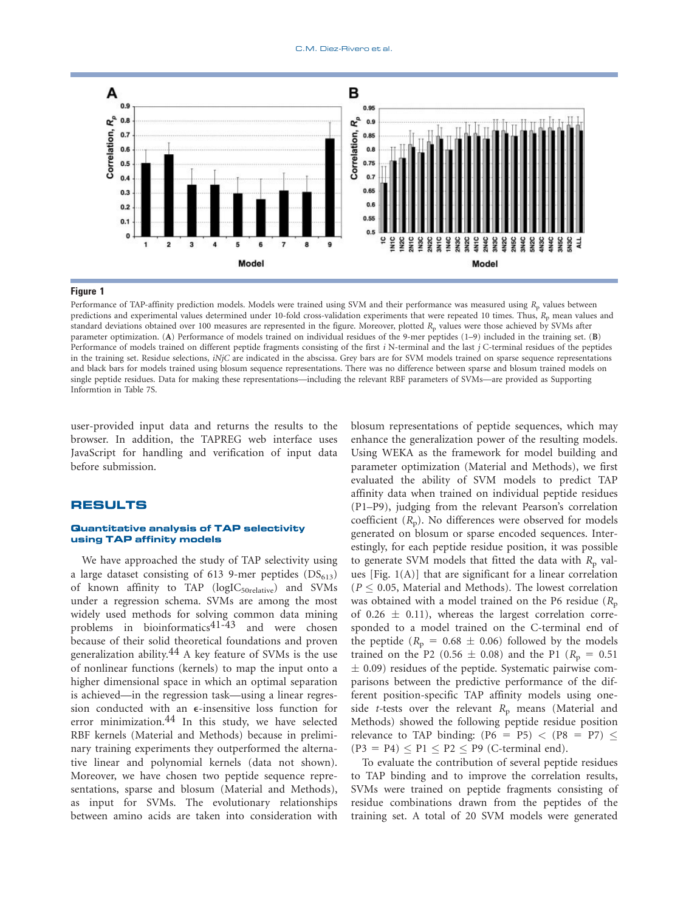**Figure 1**

Performance of TAP-affinity prediction models. Models were trained using SVM and their performance was measured using $R_p$ values between predictions and experimental values determined under 10-fold cross-validation experiments that were repeated 10 times. Thus, $R_p$ mean values and standard deviations obtained over 100 measures are represented in the figure. Moreover, plotted $R_p$ values were those achieved by SVMs after parameter optimization. (**A**) Performance of models trained on individual residues of the 9-mer peptides (1–9) included in the training set. (**B**) Performance of models trained on different peptide fragments consisting of the first *i* N-terminal and the last *j* C-terminal residues of the peptides in the training set. Residue selections, *iNjC* are indicated in the abscissa. Grey bars are for SVM models trained on sparse sequence representations and black bars for models trained using blosum sequence representations. There was no difference between sparse and blosum trained models on single peptide residues. Data for making these representations—including the relevant RBF parameters of SVMs—are provided as Supporting Informtion in Table 7S.

user-provided input data and returns the results to the browser. In addition, the TAPREG web interface uses JavaScript for handling and verification of input data before submission.

# RESULTS

## Quantitative analysis of TAP selectivity using TAP affinity models

We have approached the study of TAP selectivity using a large dataset consisting of 613 9-mer peptides ($DS_{613}$) of known affinity to TAP ($\log IC_{50relative}$) and SVMs under a regression schema. SVMs are among the most widely used methods for solving common data mining problems in bioinformatics[41-43] and were chosen because of their solid theoretical foundations and proven generalization ability.[44] A key feature of SVMs is the use of nonlinear functions (kernels) to map the input onto a higher dimensional space in which an optimal separation is achieved—in the regression task—using a linear regression conducted with an $\epsilon$-insensitive loss function for error minimization.[44] In this study, we have selected RBF kernels (Material and Methods) because in preliminary training experiments they outperformed the alternative linear and polynomial kernels (data not shown). Moreover, we have chosen two peptide sequence representations, sparse and blosum (Material and Methods), as input for SVMs. The evolutionary relationships between amino acids are taken into consideration with blosum representations of peptide sequences, which may enhance the generalization power of the resulting models. Using WEKA as the framework for model building and parameter optimization (Material and Methods), we first evaluated the ability of SVM models to predict TAP affinity data when trained on individual peptide residues (P1–P9), judging from the relevant Pearson's correlation coefficient ($R_p$). No differences were observed for models generated on blosum or sparse encoded sequences. Interestingly, for each peptide residue position, it was possible to generate SVM models that fitted the data with $R_p$ values [Fig. 1(A)] that are significant for a linear correlation ($P \leq 0.05$, Material and Methods). The lowest correlation was obtained with a model trained on the P6 residue ($R_p$ of $0.26 \pm 0.11$), whereas the largest correlation corresponded to a model trained on the C-terminal end of the peptide ($R_p = 0.68 \pm 0.06$) followed by the models trained on the P2 ($0.56 \pm 0.08$) and the P1 ($R_p = 0.51 \pm 0.09$) residues of the peptide. Systematic pairwise comparisons between the predictive performance of the different position-specific TAP affinity models using one-side *t*-tests over the relevant $R_p$ means (Material and Methods) showed the following peptide residue position relevance to TAP binding: (P6 = P5) < (P8 = P7) $\leq$ (P3 = P4) $\leq$ P1 $\leq$ P2 $\leq$ P9 (C-terminal end).

To evaluate the contribution of several peptide residues to TAP binding and to improve the correlation results, SVMs were trained on peptide fragments consisting of residue combinations drawn from the peptides of the training set. A total of 20 SVM models were generated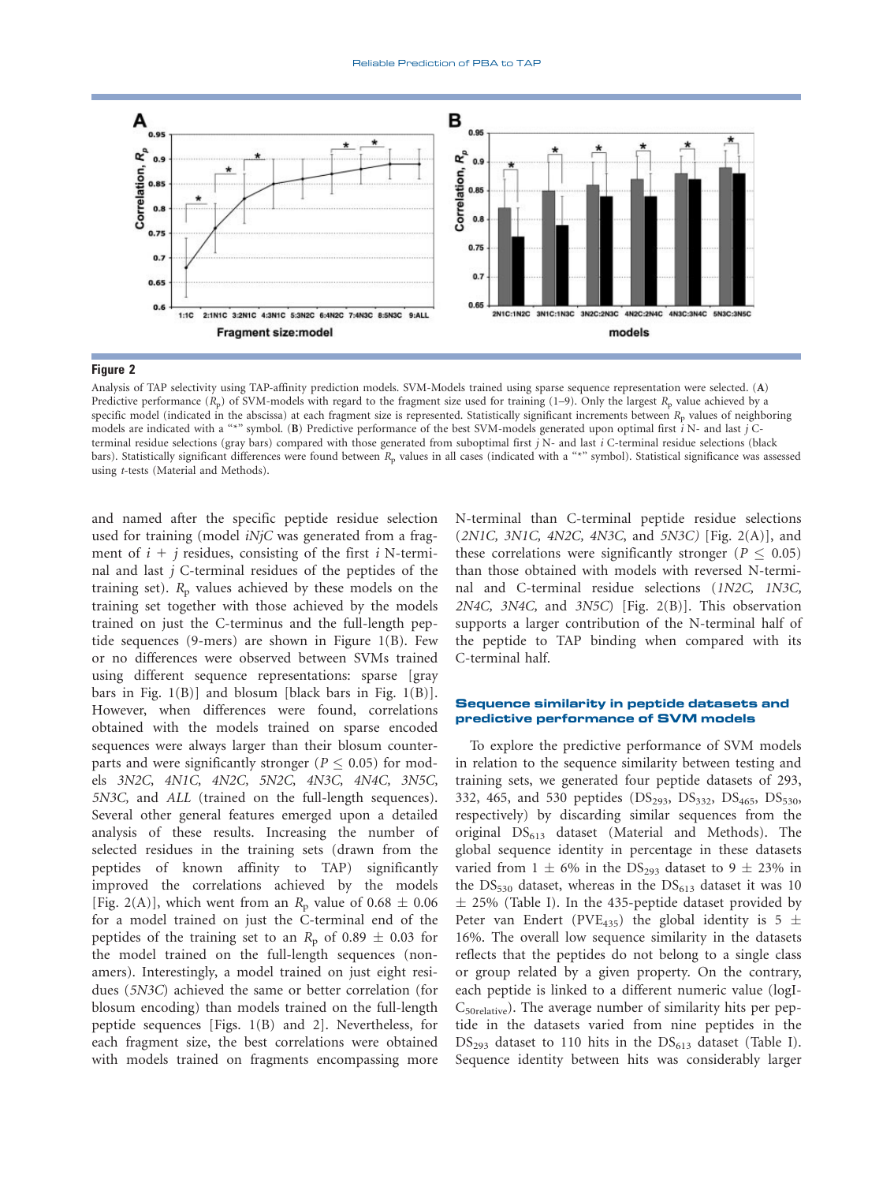**Figure 2**

Analysis of TAP selectivity using TAP-affinity prediction models. SVM-Models trained using sparse sequence representation were selected. (**A**) Predictive performance ($R_p$) of SVM-models with regard to the fragment size used for training (1–9). Only the largest $R_p$ value achieved by a specific model (indicated in the abscissa) at each fragment size is represented. Statistically significant increments between $R_p$ values of neighboring models are indicated with a "*" symbol. (**B**) Predictive performance of the best SVM-models generated upon optimal first $i$ N- and last $j$ C-terminal residue selections (gray bars) compared with those generated from suboptimal first $j$ N- and last $i$ C-terminal residue selections (black bars). Statistically significant differences were found between $R_p$ values in all cases (indicated with a "*" symbol). Statistical significance was assessed using $t$-tests (Material and Methods).

and named after the specific peptide residue selection used for training (model *iNjC* was generated from a fragment of $i + j$ residues, consisting of the first $i$ N-terminal and last $j$ C-terminal residues of the peptides of the training set). $R_p$ values achieved by these models on the training set together with those achieved by the models trained on just the C-terminus and the full-length peptide sequences (9-mers) are shown in Figure 1(B). Few or no differences were observed between SVMs trained using different sequence representations: sparse [gray bars in Fig. 1(B)] and blosum [black bars in Fig. 1(B)]. However, when differences were found, correlations obtained with the models trained on sparse encoded sequences were always larger than their blosum counterparts and were significantly stronger ($P \leq 0.05$) for models *3N2C, 4N1C, 4N2C, 5N2C, 4N3C, 4N4C, 3N5C, 5N3C,* and *ALL* (trained on the full-length sequences). Several other general features emerged upon a detailed analysis of these results. Increasing the number of selected residues in the training sets (drawn from the peptides of known affinity to TAP) significantly improved the correlations achieved by the models [Fig. 2(A)], which went from an $R_p$ value of 0.68 ± 0.06 for a model trained on just the C-terminal end of the peptides of the training set to an $R_p$ of 0.89 ± 0.03 for the model trained on the full-length sequences (nonamers). Interestingly, a model trained on just eight residues (*5N3C*) achieved the same or better correlation (for blosum encoding) than models trained on the full-length peptide sequences [Figs. 1(B) and 2]. Nevertheless, for each fragment size, the best correlations were obtained with models trained on fragments encompassing more N-terminal than C-terminal peptide residue selections (*2N1C, 3N1C, 4N2C, 4N3C*, and *5N3C)* [Fig. 2(A)], and these correlations were significantly stronger ($P \leq 0.05$) than those obtained with models with reversed N-terminal and C-terminal residue selections (*1N2C, 1N3C, 2N4C, 3N4C,* and *3N5C*) [Fig. 2(B)]. This observation supports a larger contribution of the N-terminal half of the peptide to TAP binding when compared with its C-terminal half.

## Sequence similarity in peptide datasets and predictive performance of SVM models

To explore the predictive performance of SVM models in relation to the sequence similarity between testing and training sets, we generated four peptide datasets of 293, 332, 465, and 530 peptides ($DS_{293}$, $DS_{332}$, $DS_{465}$, $DS_{530}$, respectively) by discarding similar sequences from the original $DS_{613}$ dataset (Material and Methods). The global sequence identity in percentage in these datasets varied from 1 ± 6% in the $DS_{293}$ dataset to 9 ± 23% in the $DS_{530}$ dataset, whereas in the $DS_{613}$ dataset it was 10 ± 25% (Table I). In the 435-peptide dataset provided by Peter van Endert ($PVE_{435}$) the global identity is 5 ± 16%. The overall low sequence similarity in the datasets reflects that the peptides do not belong to a single class or group related by a given property. On the contrary, each peptide is linked to a different numeric value ($\log IC_{50relative}$). The average number of similarity hits per peptide in the datasets varied from nine peptides in the $DS_{293}$ dataset to 110 hits in the $DS_{613}$ dataset (Table I). Sequence identity between hits was considerably larger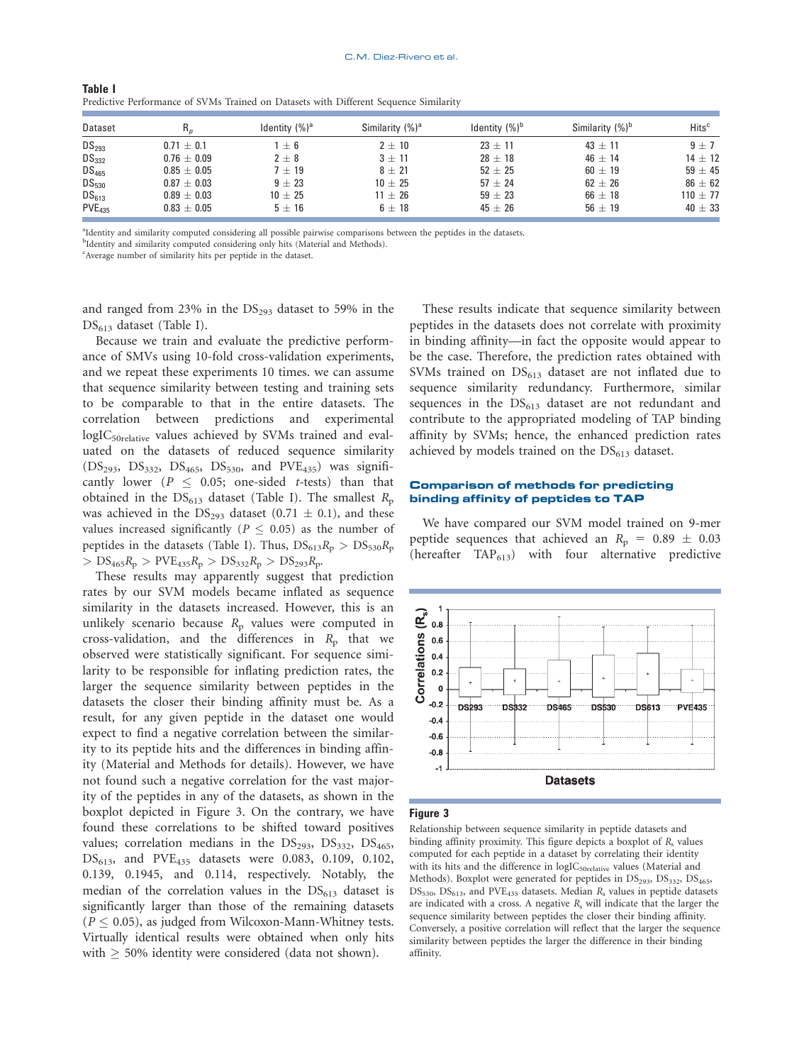**Table I**
Predictive Performance of SVMs Trained on Datasets with Different Sequence Similarity

| Dataset | $R_p$ | Identity (%)[a] | Similarity (%)[a] | Identity (%)[b] | Similarity (%)[b] | Hits[c] |
|---|---|---|---|---|---|---|
| $DS_{293}$ | $0.71 \pm 0.1$ | $1 \pm 6$ | $2 \pm 10$ | $23 \pm 11$ | $43 \pm 11$ | $9 \pm 7$ |
| $DS_{332}$ | $0.76 \pm 0.09$ | $2 \pm 8$ | $3 \pm 11$ | $28 \pm 18$ | $46 \pm 14$ | $14 \pm 12$ |
| $DS_{465}$ | $0.85 \pm 0.05$ | $7 \pm 19$ | $8 \pm 21$ | $52 \pm 25$ | $60 \pm 19$ | $59 \pm 45$ |
| $DS_{530}$ | $0.87 \pm 0.03$ | $9 \pm 23$ | $10 \pm 25$ | $57 \pm 24$ | $62 \pm 26$ | $86 \pm 62$ |
| $DS_{613}$ | $0.89 \pm 0.03$ | $10 \pm 25$ | $11 \pm 26$ | $59 \pm 23$ | $66 \pm 18$ | $110 \pm 77$ |
| $PVE_{435}$ | $0.83 \pm 0.05$ | $5 \pm 16$ | $6 \pm 18$ | $45 \pm 26$ | $56 \pm 19$ | $40 \pm 33$ |

[a]Identity and similarity computed considering all possible pairwise comparisons between the peptides in the datasets.
[b]Identity and similarity computed considering only hits (Material and Methods).
[c]Average number of similarity hits per peptide in the dataset.

and ranged from 23% in the $DS_{293}$ dataset to 59% in the $DS_{613}$ dataset (Table I).

Because we train and evaluate the predictive performance of SMVs using 10-fold cross-validation experiments, and we repeat these experiments 10 times. we can assume that sequence similarity between testing and training sets to be comparable to that in the entire datasets. The correlation between predictions and experimental $\log IC_{50relative}$ values achieved by SVMs trained and evaluated on the datasets of reduced sequence similarity ($DS_{293}$, $DS_{332}$, $DS_{465}$, $DS_{530}$, and $PVE_{435}$) was significantly lower ($P \leq 0.05$; one-sided $t$-tests) than that obtained in the $DS_{613}$ dataset (Table I). The smallest $R_p$ was achieved in the $DS_{293}$ dataset ($0.71 \pm 0.1$), and these values increased significantly ($P \leq 0.05$) as the number of peptides in the datasets (Table I). Thus, $DS_{613}R_p > DS_{530}R_p > DS_{465}R_p > PVE_{435}R_p > DS_{332}R_p > DS_{293}R_p$.

These results may apparently suggest that prediction rates by our SVM models became inflated as sequence similarity in the datasets increased. However, this is an unlikely scenario because $R_p$ values were computed in cross-validation, and the differences in $R_p$ that we observed were statistically significant. For sequence similarity to be responsible for inflating prediction rates, the larger the sequence similarity between peptides in the datasets the closer their binding affinity must be. As a result, for any given peptide in the dataset one would expect to find a negative correlation between the similarity to its peptide hits and the differences in binding affinity (Material and Methods for details). However, we have not found such a negative correlation for the vast majority of the peptides in any of the datasets, as shown in the boxplot depicted in Figure 3. On the contrary, we have found these correlations to be shifted toward positives values; correlation medians in the $DS_{293}$, $DS_{332}$, $DS_{465}$, $DS_{613}$, and $PVE_{435}$ datasets were 0.083, 0.109, 0.102, 0.139, 0.1945, and 0.114, respectively. Notably, the median of the correlation values in the $DS_{613}$ dataset is significantly larger than those of the remaining datasets ($P \leq 0.05$), as judged from Wilcoxon-Mann-Whitney tests. Virtually identical results were obtained when only hits with $\geq$ 50% identity were considered (data not shown).

These results indicate that sequence similarity between peptides in the datasets does not correlate with proximity in binding affinity—in fact the opposite would appear to be the case. Therefore, the prediction rates obtained with SVMs trained on $DS_{613}$ dataset are not inflated due to sequence similarity redundancy. Furthermore, similar sequences in the $DS_{613}$ dataset are not redundant and contribute to the appropriated modeling of TAP binding affinity by SVMs; hence, the enhanced prediction rates achieved by models trained on the $DS_{613}$ dataset.

### Comparison of methods for predicting binding affinity of peptides to TAP

We have compared our SVM model trained on 9-mer peptide sequences that achieved an $R_p = 0.89 \pm 0.03$ (hereafter $TAP_{613}$) with four alternative predictive

**Figure 3**

Relationship between sequence similarity in peptide datasets and binding affinity proximity. This figure depicts a boxplot of $R_s$ values computed for each peptide in a dataset by correlating their identity with its hits and the difference in $\log IC_{50relative}$ values (Material and Methods). Boxplot were generated for peptides in $DS_{293}$, $DS_{332}$, $DS_{465}$, $DS_{530}$, $DS_{613}$, and $PVE_{435}$ datasets. Median $R_s$ values in peptide datasets are indicated with a cross. A negative $R_s$ will indicate that the larger the sequence similarity between peptides the closer their binding affinity. Conversely, a positive correlation will reflect that the larger the sequence similarity between peptides the larger the difference in their binding affinity.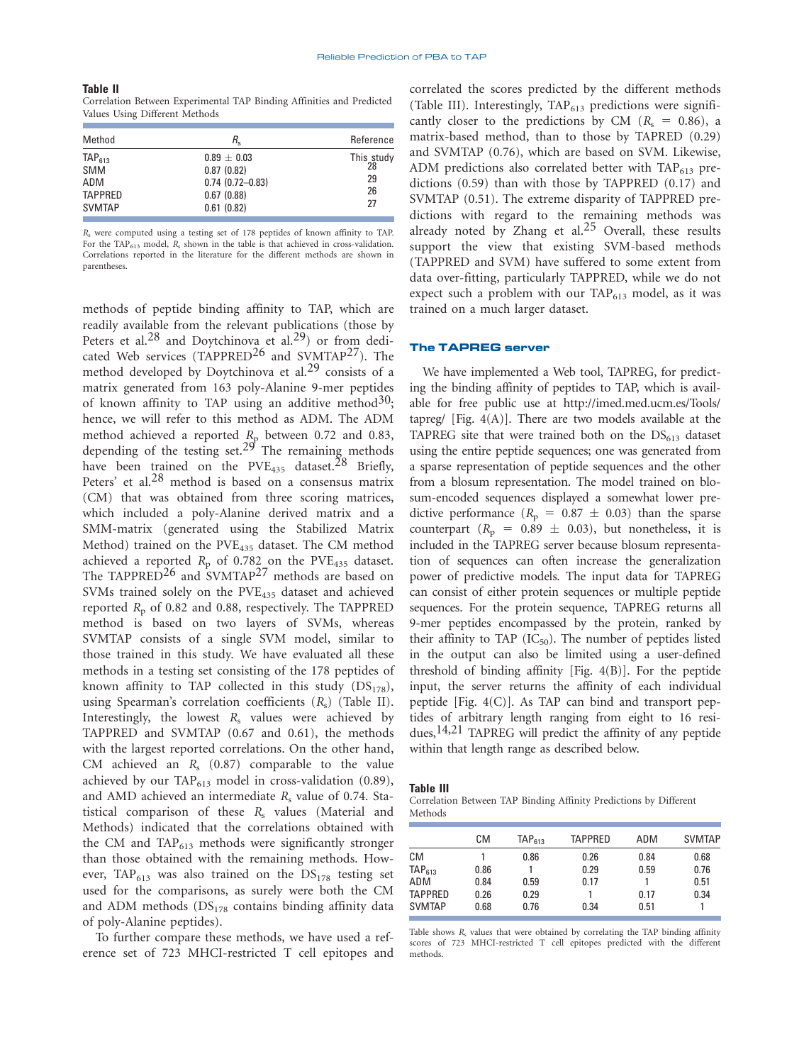**Table II**
Correlation Between Experimental TAP Binding Affinities and Predicted Values Using Different Methods

| Method | $R_s$ | Reference |
|---|---|---|
| $TAP_{613}$ | 0.89 ± 0.03 | This study |
| SMM | 0.87 (0.82) | 28 |
| ADM | 0.74 (0.72–0.83) | 29 |
| TAPPRED | 0.67 (0.88) | 26 |
| SVMTAP | 0.61 (0.82) | 27 |

$R_s$ were computed using a testing set of 178 peptides of known affinity to TAP. For the $TAP_{613}$ model, $R_s$ shown in the table is that achieved in cross-validation. Correlations reported in the literature for the different methods are shown in parentheses.

methods of peptide binding affinity to TAP, which are readily available from the relevant publications (those by Peters et al.[28] and Doytchinova et al.[29]) or from dedicated Web services (TAPPRED[26] and SVMTAP[27]). The method developed by Doytchinova et al.[29] consists of a matrix generated from 163 poly-Alanine 9-mer peptides of known affinity to TAP using an additive method[30]; hence, we will refer to this method as ADM. The ADM method achieved a reported $R_p$ between 0.72 and 0.83, depending of the testing set.[29] The remaining methods have been trained on the $PVE_{435}$ dataset.[28] Briefly, Peters' et al.[28] method is based on a consensus matrix (CM) that was obtained from three scoring matrices, which included a poly-Alanine derived matrix and a SMM-matrix (generated using the Stabilized Matrix Method) trained on the $PVE_{435}$ dataset. The CM method achieved a reported $R_p$ of 0.782 on the $PVE_{435}$ dataset. The TAPPRED[26] and SVMTAP[27] methods are based on SVMs trained solely on the $PVE_{435}$ dataset and achieved reported $R_p$ of 0.82 and 0.88, respectively. The TAPPRED method is based on two layers of SVMs, whereas SVMTAP consists of a single SVM model, similar to those trained in this study. We have evaluated all these methods in a testing set consisting of the 178 peptides of known affinity to TAP collected in this study ($DS_{178}$), using Spearman's correlation coefficients ($R_s$) (Table II). Interestingly, the lowest $R_s$ values were achieved by TAPPRED and SVMTAP (0.67 and 0.61), the methods with the largest reported correlations. On the other hand, CM achieved an $R_s$ (0.87) comparable to the value achieved by our $TAP_{613}$ model in cross-validation (0.89), and AMD achieved an intermediate $R_s$ value of 0.74. Statistical comparison of these $R_s$ values (Material and Methods) indicated that the correlations obtained with the CM and $TAP_{613}$ methods were significantly stronger than those obtained with the remaining methods. However, $TAP_{613}$ was also trained on the $DS_{178}$ testing set used for the comparisons, as surely were both the CM and ADM methods ($DS_{178}$ contains binding affinity data of poly-Alanine peptides).

To further compare these methods, we have used a reference set of 723 MHCI-restricted T cell epitopes and correlated the scores predicted by the different methods (Table III). Interestingly, $TAP_{613}$ predictions were significantly closer to the predictions by CM ($R_s$ = 0.86), a matrix-based method, than to those by TAPRED (0.29) and SVMTAP (0.76), which are based on SVM. Likewise, ADM predictions also correlated better with $TAP_{613}$ predictions (0.59) than with those by TAPPRED (0.17) and SVMTAP (0.51). The extreme disparity of TAPPRED predictions with regard to the remaining methods was already noted by Zhang et al.[25] Overall, these results support the view that existing SVM-based methods (TAPPRED and SVM) have suffered to some extent from data over-fitting, particularly TAPPRED, while we do not expect such a problem with our $TAP_{613}$ model, as it was trained on a much larger dataset.

## The TAPREG server

We have implemented a Web tool, TAPREG, for predicting the binding affinity of peptides to TAP, which is available for free public use at http://imed.med.ucm.es/Tools/tapreg/ [Fig. 4(A)]. There are two models available at the TAPREG site that were trained both on the $DS_{613}$ dataset using the entire peptide sequences; one was generated from a sparse representation of peptide sequences and the other from a blosum representation. The model trained on blosum-encoded sequences displayed a somewhat lower predictive performance ($R_p$ = 0.87 ± 0.03) than the sparse counterpart ($R_p$ = 0.89 ± 0.03), but nonetheless, it is included in the TAPREG server because blosum representation of sequences can often increase the generalization power of predictive models. The input data for TAPREG can consist of either protein sequences or multiple peptide sequences. For the protein sequence, TAPREG returns all 9-mer peptides encompassed by the protein, ranked by their affinity to TAP ($IC_{50}$). The number of peptides listed in the output can also be limited using a user-defined threshold of binding affinity [Fig. 4(B)]. For the peptide input, the server returns the affinity of each individual peptide [Fig. 4(C)]. As TAP can bind and transport peptides of arbitrary length ranging from eight to 16 residues,[14,21] TAPREG will predict the affinity of any peptide within that length range as described below.

**Table III**
Correlation Between TAP Binding Affinity Predictions by Different Methods

| | CM | $TAP_{613}$ | TAPPRED | ADM | SVMTAP |
|---|---|---|---|---|---|
| CM | 1 | 0.86 | 0.26 | 0.84 | 0.68 |
| $TAP_{613}$ | 0.86 | 1 | 0.29 | 0.59 | 0.76 |
| ADM | 0.84 | 0.59 | 0.17 | 1 | 0.51 |
| TAPPRED | 0.26 | 0.29 | 1 | 0.17 | 0.34 |
| SVMTAP | 0.68 | 0.76 | 0.34 | 0.51 | 1 |

Table shows $R_s$ values that were obtained by correlating the TAP binding affinity scores of 723 MHCI-restricted T cell epitopes predicted with the different methods.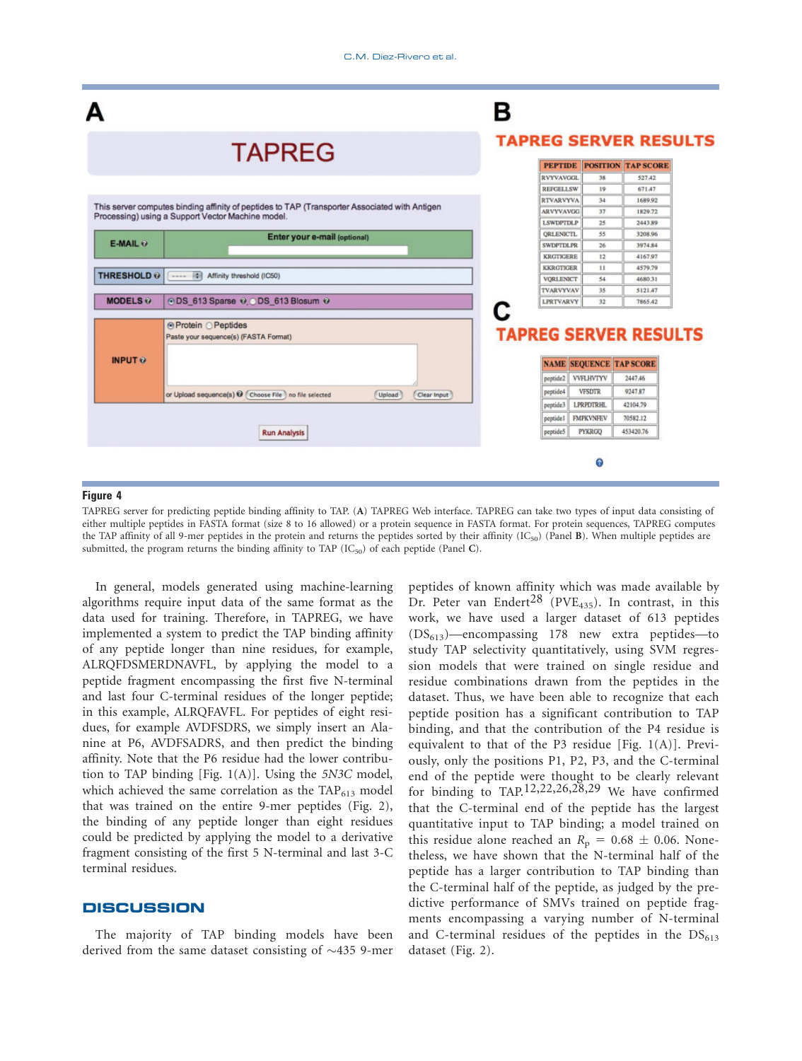**Figure 4**

TAPREG server for predicting peptide binding affinity to TAP. (**A**) TAPREG Web interface. TAPREG can take two types of input data consisting of either multiple peptides in FASTA format (size 8 to 16 allowed) or a protein sequence in FASTA format. For protein sequences, TAPREG computes the TAP affinity of all 9-mer peptides in the protein and returns the peptides sorted by their affinity ($IC_{50}$) (Panel **B**). When multiple peptides are submitted, the program returns the binding affinity to TAP ($IC_{50}$) of each peptide (Panel **C**).

In general, models generated using machine-learning algorithms require input data of the same format as the data used for training. Therefore, in TAPREG, we have implemented a system to predict the TAP binding affinity of any peptide longer than nine residues, for example, ALRQFDSMERDNAVFL, by applying the model to a peptide fragment encompassing the first five N-terminal and last four C-terminal residues of the longer peptide; in this example, ALRQFAVFL. For peptides of eight residues, for example AVDFSDRS, we simply insert an Alanine at P6, AVDFSADRS, and then predict the binding affinity. Note that the P6 residue had the lower contribution to TAP binding [Fig. 1(A)]. Using the *5N3C* model, which achieved the same correlation as the $TAP_{613}$ model that was trained on the entire 9-mer peptides (Fig. 2), the binding of any peptide longer than eight residues could be predicted by applying the model to a derivative fragment consisting of the first 5 N-terminal and last 3-C terminal residues.

## DISCUSSION

The majority of TAP binding models have been derived from the same dataset consisting of ~435 9-mer peptides of known affinity which was made available by Dr. Peter van Endert[28] ($PVE_{435}$). In contrast, in this work, we have used a larger dataset of 613 peptides ($DS_{613}$)—encompassing 178 new extra peptides—to study TAP selectivity quantitatively, using SVM regression models that were trained on single residue and residue combinations drawn from the peptides in the dataset. Thus, we have been able to recognize that each peptide position has a significant contribution to TAP binding, and that the contribution of the P4 residue is equivalent to that of the P3 residue [Fig. 1(A)]. Previously, only the positions P1, P2, P3, and the C-terminal end of the peptide were thought to be clearly relevant for binding to TAP.[12,22,26,28,29] We have confirmed that the C-terminal end of the peptide has the largest quantitative input to TAP binding; a model trained on this residue alone reached an $R_p = 0.68 \pm 0.06$. Nonetheless, we have shown that the N-terminal half of the peptide has a larger contribution to TAP binding than the C-terminal half of the peptide, as judged by the predictive performance of SMVs trained on peptide fragments encompassing a varying number of N-terminal and C-terminal residues of the peptides in the $DS_{613}$ dataset (Fig. 2).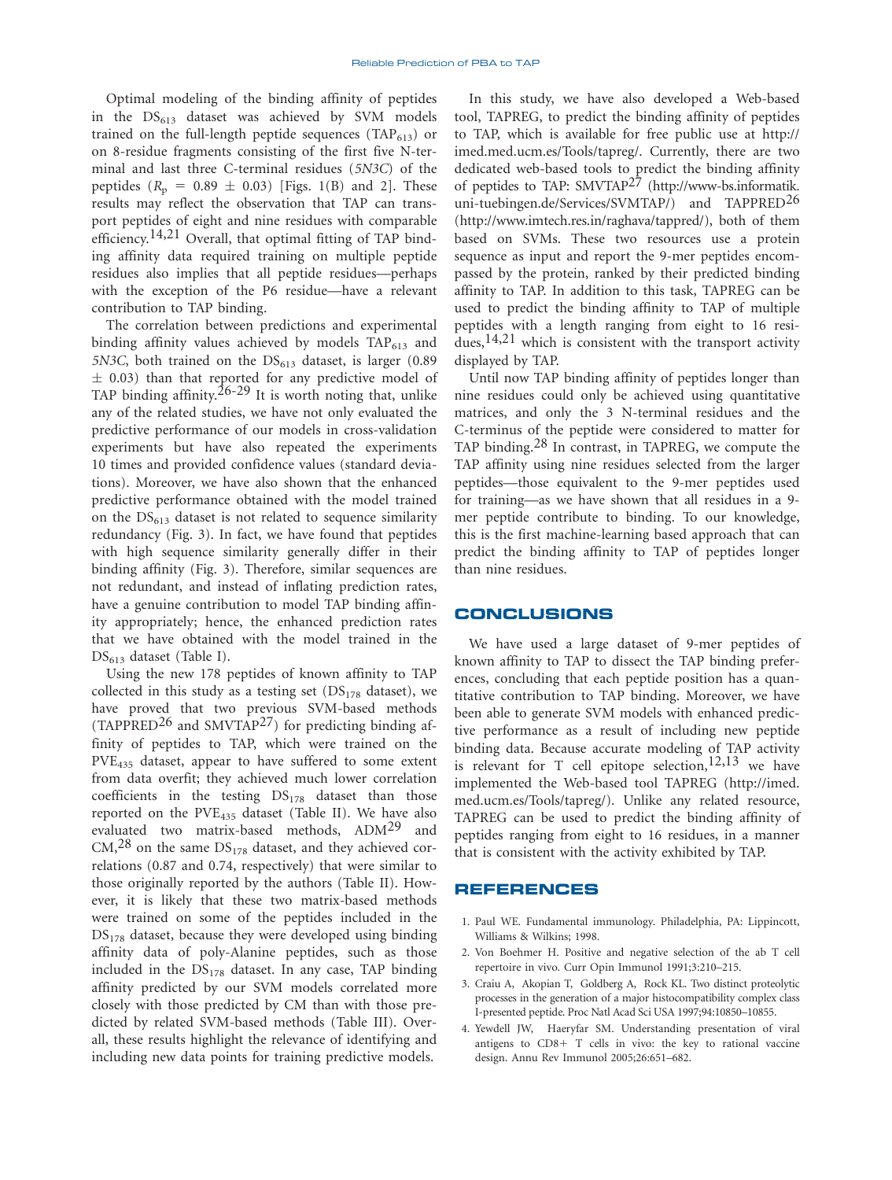Optimal modeling of the binding affinity of peptides in the $DS_{613}$ dataset was achieved by SVM models trained on the full-length peptide sequences ($TAP_{613}$) or on 8-residue fragments consisting of the first five N-terminal and last three C-terminal residues (*5N3C*) of the peptides ($R_p = 0.89 \pm 0.03$) [Figs. 1(B) and 2]. These results may reflect the observation that TAP can transport peptides of eight and nine residues with comparable efficiency.[14,21] Overall, that optimal fitting of TAP binding affinity data required training on multiple peptide residues also implies that all peptide residues—perhaps with the exception of the P6 residue—have a relevant contribution to TAP binding.

The correlation between predictions and experimental binding affinity values achieved by models $TAP_{613}$ and *5N3C*, both trained on the $DS_{613}$ dataset, is larger (0.89 $\pm$ 0.03) than that reported for any predictive model of TAP binding affinity.[26-29] It is worth noting that, unlike any of the related studies, we have not only evaluated the predictive performance of our models in cross-validation experiments but have also repeated the experiments 10 times and provided confidence values (standard deviations). Moreover, we have also shown that the enhanced predictive performance obtained with the model trained on the $DS_{613}$ dataset is not related to sequence similarity redundancy (Fig. 3). In fact, we have found that peptides with high sequence similarity generally differ in their binding affinity (Fig. 3). Therefore, similar sequences are not redundant, and instead of inflating prediction rates, have a genuine contribution to model TAP binding affinity appropriately; hence, the enhanced prediction rates that we have obtained with the model trained in the $DS_{613}$ dataset (Table I).

Using the new 178 peptides of known affinity to TAP collected in this study as a testing set ($DS_{178}$ dataset), we have proved that two previous SVM-based methods (TAPPRED[26] and SMVTAP[27]) for predicting binding affinity of peptides to TAP, which were trained on the $PVE_{435}$ dataset, appear to have suffered to some extent from data overfit; they achieved much lower correlation coefficients in the testing $DS_{178}$ dataset than those reported on the $PVE_{435}$ dataset (Table II). We have also evaluated two matrix-based methods, ADM[29] and CM,[28] on the same $DS_{178}$ dataset, and they achieved correlations (0.87 and 0.74, respectively) that were similar to those originally reported by the authors (Table II). However, it is likely that these two matrix-based methods were trained on some of the peptides included in the $DS_{178}$ dataset, because they were developed using binding affinity data of poly-Alanine peptides, such as those included in the $DS_{178}$ dataset. In any case, TAP binding affinity predicted by our SVM models correlated more closely with those predicted by CM than with those predicted by related SVM-based methods (Table III). Overall, these results highlight the relevance of identifying and including new data points for training predictive models.

In this study, we have also developed a Web-based tool, TAPREG, to predict the binding affinity of peptides to TAP, which is available for free public use at http://imed.med.ucm.es/Tools/tapreg/. Currently, there are two dedicated web-based tools to predict the binding affinity of peptides to TAP: SMVTAP[27] (http://www-bs.informatik.uni-tuebingen.de/Services/SVMTAP/) and TAPPRED[26] (http://www.imtech.res.in/raghava/tappred/), both of them based on SVMs. These two resources use a protein sequence as input and report the 9-mer peptides encompassed by the protein, ranked by their predicted binding affinity to TAP. In addition to this task, TAPREG can be used to predict the binding affinity to TAP of multiple peptides with a length ranging from eight to 16 residues,[14,21] which is consistent with the transport activity displayed by TAP.

Until now TAP binding affinity of peptides longer than nine residues could only be achieved using quantitative matrices, and only the 3 N-terminal residues and the C-terminus of the peptide were considered to matter for TAP binding.[28] In contrast, in TAPREG, we compute the TAP affinity using nine residues selected from the larger peptides—those equivalent to the 9-mer peptides used for training—as we have shown that all residues in a 9-mer peptide contribute to binding. To our knowledge, this is the first machine-learning based approach that can predict the binding affinity to TAP of peptides longer than nine residues.

## CONCLUSIONS

We have used a large dataset of 9-mer peptides of known affinity to TAP to dissect the TAP binding preferences, concluding that each peptide position has a quantitative contribution to TAP binding. Moreover, we have been able to generate SVM models with enhanced predictive performance as a result of including new peptide binding data. Because accurate modeling of TAP activity is relevant for T cell epitope selection,[12,13] we have implemented the Web-based tool TAPREG (http://imed.med.ucm.es/Tools/tapreg/). Unlike any related resource, TAPREG can be used to predict the binding affinity of peptides ranging from eight to 16 residues, in a manner that is consistent with the activity exhibited by TAP.

## REFERENCES

1. Paul WE. Fundamental immunology. Philadelphia, PA: Lippincott, Williams & Wilkins; 1998.
2. Von Boehmer H. Positive and negative selection of the ab T cell repertoire in vivo. Curr Opin Immunol 1991;3:210–215.
3. Craiu A, Akopian T, Goldberg A, Rock KL. Two distinct proteolytic processes in the generation of a major histocompatibility complex class I-presented peptide. Proc Natl Acad Sci USA 1997;94:10850–10855.
4. Yewdell JW, Haeryfar SM. Understanding presentation of viral antigens to CD8+ T cells in vivo: the key to rational vaccine design. Annu Rev Immunol 2005;26:651–682.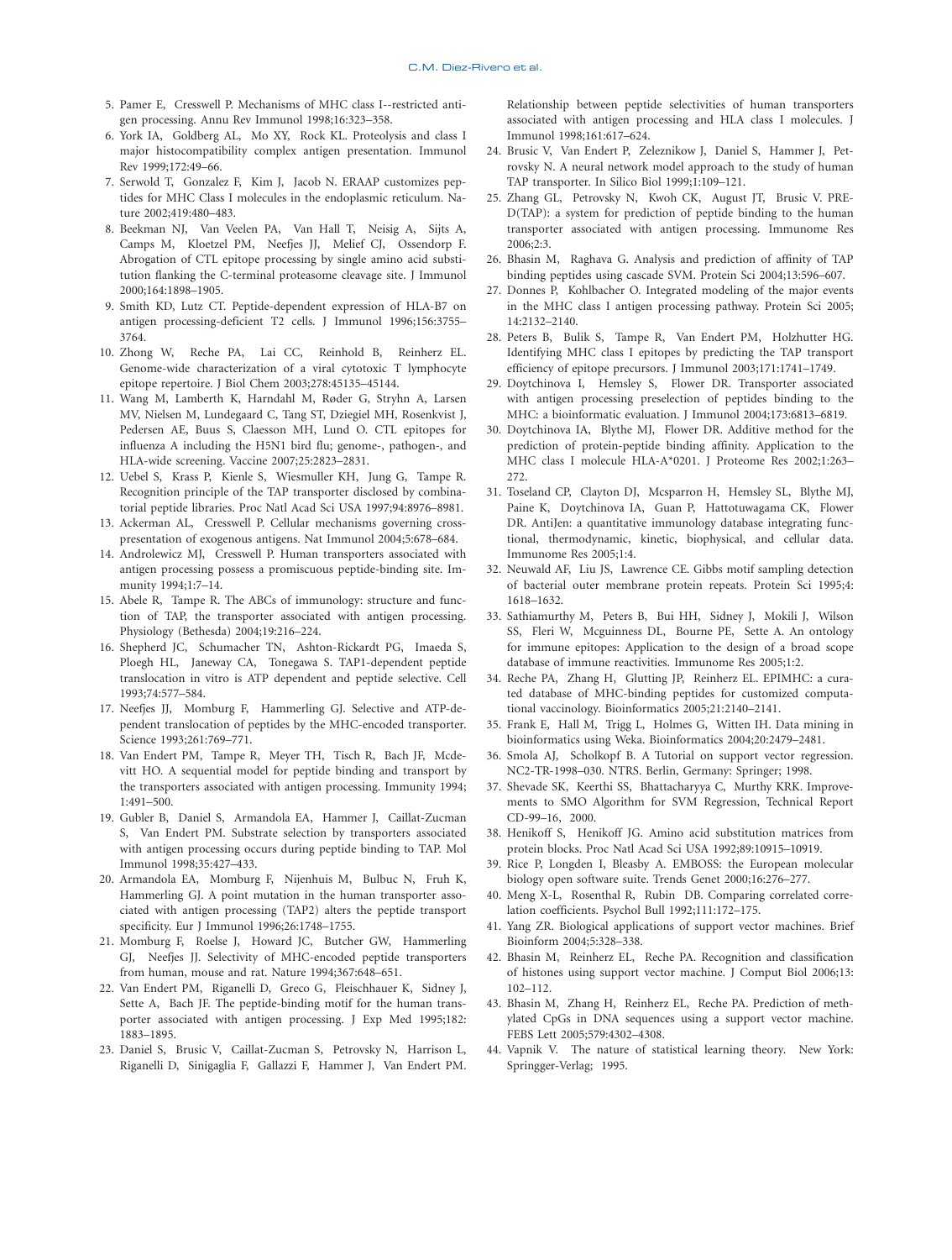5. Pamer E, Cresswell P. Mechanisms of MHC class I--restricted antigen processing. Annu Rev Immunol 1998;16:323–358.
6. York IA, Goldberg AL, Mo XY, Rock KL. Proteolysis and class I major histocompatibility complex antigen presentation. Immunol Rev 1999;172:49–66.
7. Serwold T, Gonzalez F, Kim J, Jacob N. ERAAP customizes peptides for MHC Class I molecules in the endoplasmic reticulum. Nature 2002;419:480–483.
8. Beekman NJ, Van Veelen PA, Van Hall T, Neisig A, Sijts A, Camps M, Kloetzel PM, Neefjes JJ, Melief CJ, Ossendorp F. Abrogation of CTL epitope processing by single amino acid substitution flanking the C-terminal proteasome cleavage site. J Immunol 2000;164:1898–1905.
9. Smith KD, Lutz CT. Peptide-dependent expression of HLA-B7 on antigen processing-deficient T2 cells. J Immunol 1996;156:3755–3764.
10. Zhong W, Reche PA, Lai CC, Reinhold B, Reinherz EL. Genome-wide characterization of a viral cytotoxic T lymphocyte epitope repertoire. J Biol Chem 2003;278:45135–45144.
11. Wang M, Lamberth K, Harndahl M, Røder G, Stryhn A, Larsen MV, Nielsen M, Lundegaard C, Tang ST, Dziegiel MH, Rosenkvist J, Pedersen AE, Buus S, Claesson MH, Lund O. CTL epitopes for influenza A including the H5N1 bird flu; genome-, pathogen-, and HLA-wide screening. Vaccine 2007;25:2823–2831.
12. Uebel S, Krass P, Kienle S, Wiesmuller KH, Jung G, Tampe R. Recognition principle of the TAP transporter disclosed by combinatorial peptide libraries. Proc Natl Acad Sci USA 1997;94:8976–8981.
13. Ackerman AL, Cresswell P. Cellular mechanisms governing cross-presentation of exogenous antigens. Nat Immunol 2004;5:678–684.
14. Androlewicz MJ, Cresswell P. Human transporters associated with antigen processing possess a promiscuous peptide-binding site. Immunity 1994;1:7–14.
15. Abele R, Tampe R. The ABCs of immunology: structure and function of TAP, the transporter associated with antigen processing. Physiology (Bethesda) 2004;19:216–224.
16. Shepherd JC, Schumacher TN, Ashton-Rickardt PG, Imaeda S, Ploegh HL, Janeway CA, Tonegawa S. TAP1-dependent peptide translocation in vitro is ATP dependent and peptide selective. Cell 1993;74:577–584.
17. Neefjes JJ, Momburg F, Hammerling GJ. Selective and ATP-dependent translocation of peptides by the MHC-encoded transporter. Science 1993;261:769–771.
18. Van Endert PM, Tampe R, Meyer TH, Tisch R, Bach JF, Mcdevitt HO. A sequential model for peptide binding and transport by the transporters associated with antigen processing. Immunity 1994; 1:491–500.
19. Gubler B, Daniel S, Armandola EA, Hammer J, Caillat-Zucman S, Van Endert PM. Substrate selection by transporters associated with antigen processing occurs during peptide binding to TAP. Mol Immunol 1998;35:427–433.
20. Armandola EA, Momburg F, Nijenhuis M, Bulbuc N, Fruh K, Hammerling GJ. A point mutation in the human transporter associated with antigen processing (TAP2) alters the peptide transport specificity. Eur J Immunol 1996;26:1748–1755.
21. Momburg F, Roelse J, Howard JC, Butcher GW, Hammerling GJ, Neefjes JJ. Selectivity of MHC-encoded peptide transporters from human, mouse and rat. Nature 1994;367:648–651.
22. Van Endert PM, Riganelli D, Greco G, Fleischhauer K, Sidney J, Sette A, Bach JF. The peptide-binding motif for the human transporter associated with antigen processing. J Exp Med 1995;182: 1883–1895.
23. Daniel S, Brusic V, Caillat-Zucman S, Petrovsky N, Harrison L, Riganelli D, Sinigaglia F, Gallazzi F, Hammer J, Van Endert PM. Relationship between peptide selectivities of human transporters associated with antigen processing and HLA class I molecules. J Immunol 1998;161:617–624.
24. Brusic V, Van Endert P, Zeleznikow J, Daniel S, Hammer J, Petrovsky N. A neural network model approach to the study of human TAP transporter. In Silico Biol 1999;1:109–121.
25. Zhang GL, Petrovsky N, Kwoh CK, August JT, Brusic V. PRED(TAP): a system for prediction of peptide binding to the human transporter associated with antigen processing. Immunome Res 2006;2:3.
26. Bhasin M, Raghava G. Analysis and prediction of affinity of TAP binding peptides using cascade SVM. Protein Sci 2004;13:596–607.
27. Donnes P, Kohlbacher O. Integrated modeling of the major events in the MHC class I antigen processing pathway. Protein Sci 2005; 14:2132–2140.
28. Peters B, Bulik S, Tampe R, Van Endert PM, Holzhutter HG. Identifying MHC class I epitopes by predicting the TAP transport efficiency of epitope precursors. J Immunol 2003;171:1741–1749.
29. Doytchinova I, Hemsley S, Flower DR. Transporter associated with antigen processing preselection of peptides binding to the MHC: a bioinformatic evaluation. J Immunol 2004;173:6813–6819.
30. Doytchinova IA, Blythe MJ, Flower DR. Additive method for the prediction of protein-peptide binding affinity. Application to the MHC class I molecule HLA-A*0201. J Proteome Res 2002;1:263–272.
31. Toseland CP, Clayton DJ, Mcsparron H, Hemsley SL, Blythe MJ, Paine K, Doytchinova IA, Guan P, Hattotuwagama CK, Flower DR. AntiJen: a quantitative immunology database integrating functional, thermodynamic, kinetic, biophysical, and cellular data. Immunome Res 2005;1:4.
32. Neuwald AF, Liu JS, Lawrence CE. Gibbs motif sampling detection of bacterial outer membrane protein repeats. Protein Sci 1995;4: 1618–1632.
33. Sathiamurthy M, Peters B, Bui HH, Sidney J, Mokili J, Wilson SS, Fleri W, Mcguinness DL, Bourne PE, Sette A. An ontology for immune epitopes: Application to the design of a broad scope database of immune reactivities. Immunome Res 2005;1:2.
34. Reche PA, Zhang H, Glutting JP, Reinherz EL. EPIMHC: a curated database of MHC-binding peptides for customized computational vaccinology. Bioinformatics 2005;21:2140–2141.
35. Frank E, Hall M, Trigg L, Holmes G, Witten IH. Data mining in bioinformatics using Weka. Bioinformatics 2004;20:2479–2481.
36. Smola AJ, Scholkopf B. A Tutorial on support vector regression. NC2-TR-1998–030. NTRS. Berlin, Germany: Springer; 1998.
37. Shevade SK, Keerthi SS, Bhattacharyya C, Murthy KRK. Improvements to SMO Algorithm for SVM Regression, Technical Report CD-99–16, 2000.
38. Henikoff S, Henikoff JG. Amino acid substitution matrices from protein blocks. Proc Natl Acad Sci USA 1992;89:10915–10919.
39. Rice P, Longden I, Bleasby A. EMBOSS: the European molecular biology open software suite. Trends Genet 2000;16:276–277.
40. Meng X-L, Rosenthal R, Rubin DB. Comparing correlated correlation coefficients. Psychol Bull 1992;111:172–175.
41. Yang ZR. Biological applications of support vector machines. Brief Bioinform 2004;5:328–338.
42. Bhasin M, Reinherz EL, Reche PA. Recognition and classification of histones using support vector machine. J Comput Biol 2006;13: 102–112.
43. Bhasin M, Zhang H, Reinherz EL, Reche PA. Prediction of methylated CpGs in DNA sequences using a support vector machine. FEBS Lett 2005;579:4302–4308.
44. Vapnik V. The nature of statistical learning theory. New York: Springger-Verlag; 1995.